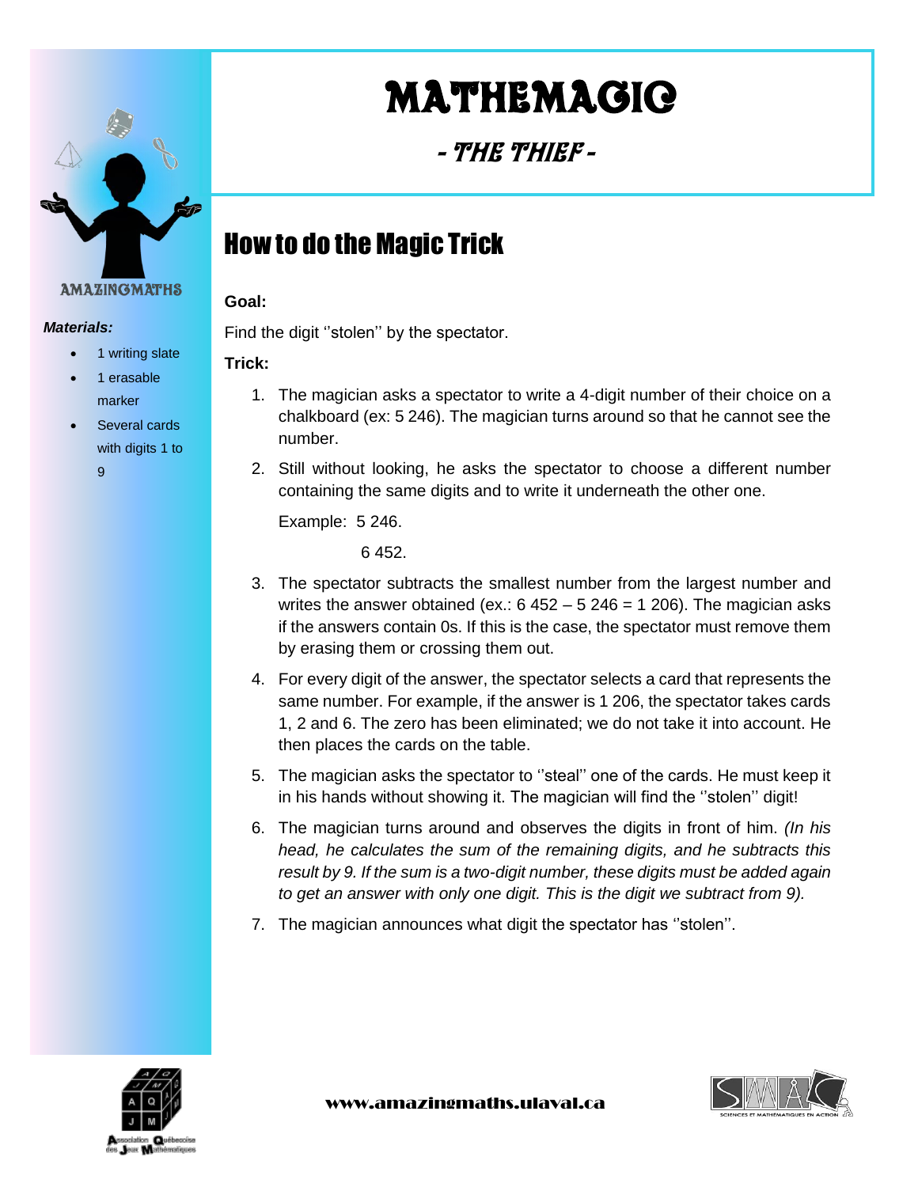# MATHEMAGIC

## - THE THIEF -

AMAZINGMATHS

***Materials:***

- 1 writing slate
- 1 erasable marker
- Several cards with digits 1 to 9

## How to do the Magic Trick

**Goal:**

Find the digit ''stolen'' by the spectator.

**Trick:**

1. The magician asks a spectator to write a 4-digit number of their choice on a chalkboard (ex: 5 246). The magician turns around so that he cannot see the number.
2. Still without looking, he asks the spectator to choose a different number containing the same digits and to write it underneath the other one.

   Example: 5 246.

   6 452.
3. The spectator subtracts the smallest number from the largest number and writes the answer obtained (ex.: 6 452 – 5 246 = 1 206). The magician asks if the answers contain 0s. If this is the case, the spectator must remove them by erasing them or crossing them out.
4. For every digit of the answer, the spectator selects a card that represents the same number. For example, if the answer is 1 206, the spectator takes cards 1, 2 and 6. The zero has been eliminated; we do not take it into account. He then places the cards on the table.
5. The magician asks the spectator to ''steal'' one of the cards. He must keep it in his hands without showing it. The magician will find the ''stolen'' digit!
6. The magician turns around and observes the digits in front of him. *(In his head, he calculates the sum of the remaining digits, and he subtracts this result by 9. If the sum is a two-digit number, these digits must be added again to get an answer with only one digit. This is the digit we subtract from 9).*
7. The magician announces what digit the spectator has ''stolen''.

www.amazingmaths.ulaval.ca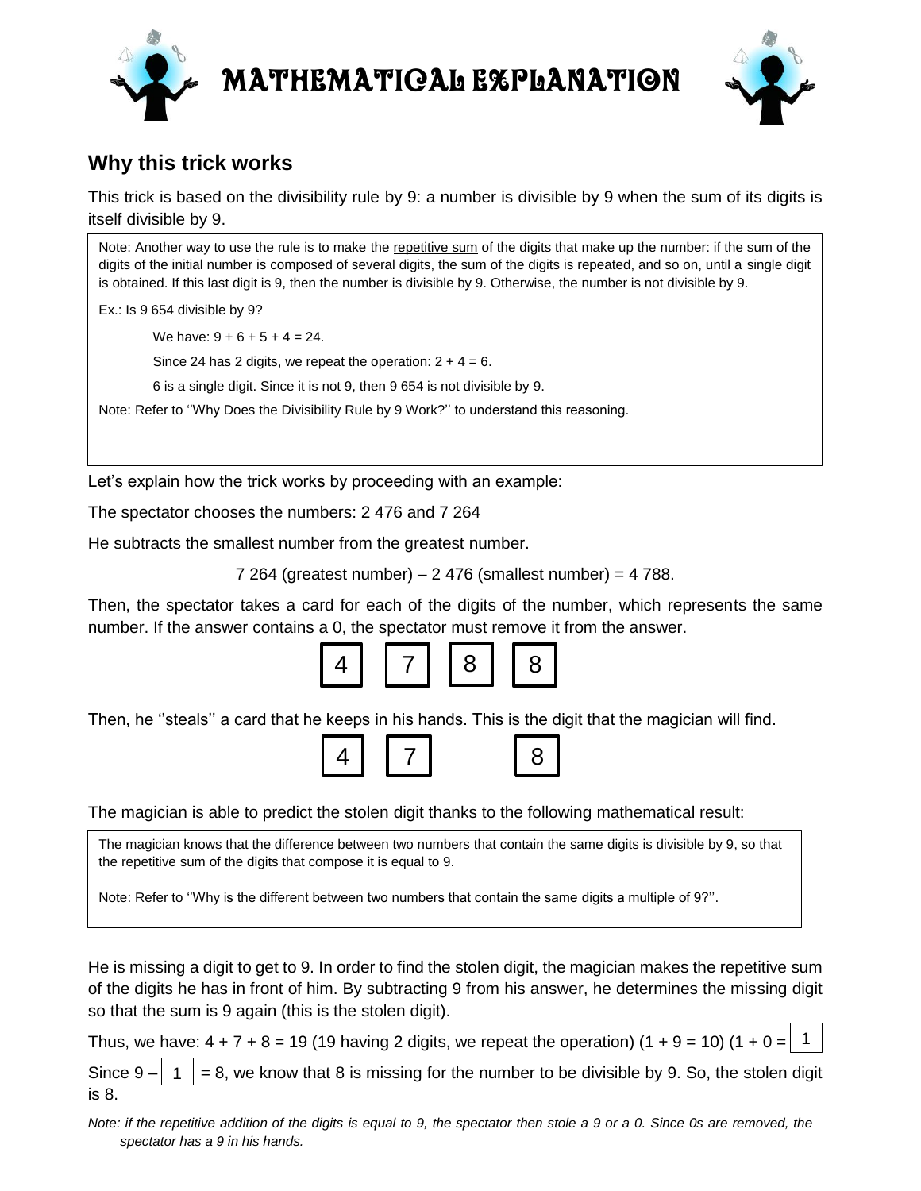# MATHEMATICAL EXPLANATION

## Why this trick works

This trick is based on the divisibility rule by 9: a number is divisible by 9 when the sum of its digits is itself divisible by 9.

> Note: Another way to use the rule is to make the repetitive sum of the digits that make up the number: if the sum of the digits of the initial number is composed of several digits, the sum of the digits is repeated, and so on, until a single digit is obtained. If this last digit is 9, then the number is divisible by 9. Otherwise, the number is not divisible by 9.
>
> Ex.: Is 9 654 divisible by 9?
>
> We have: $9 + 6 + 5 + 4 = 24$.
>
> Since 24 has 2 digits, we repeat the operation: $2 + 4 = 6$.
>
> 6 is a single digit. Since it is not 9, then 9 654 is not divisible by 9.
>
> Note: Refer to ''Why Does the Divisibility Rule by 9 Work?'' to understand this reasoning.

Let's explain how the trick works by proceeding with an example:

The spectator chooses the numbers: 2 476 and 7 264

He subtracts the smallest number from the greatest number.

7 264 (greatest number) – 2 476 (smallest number) = 4 788.

Then, the spectator takes a card for each of the digits of the number, which represents the same number. If the answer contains a 0, the spectator must remove it from the answer.

| 4 | 7 | 8 | 8 |
|---|---|---|---|

Then, he ''steals'' a card that he keeps in his hands. This is the digit that the magician will find.

| 4 | 7 |  | 8 |
|---|---|---|---|

The magician is able to predict the stolen digit thanks to the following mathematical result:

> The magician knows that the difference between two numbers that contain the same digits is divisible by 9, so that the repetitive sum of the digits that compose it is equal to 9.
>
> Note: Refer to ''Why is the different between two numbers that contain the same digits a multiple of 9?''.

He is missing a digit to get to 9. In order to find the stolen digit, the magician makes the repetitive sum of the digits he has in front of him. By subtracting 9 from his answer, he determines the missing digit so that the sum is 9 again (this is the stolen digit).

Thus, we have: $4 + 7 + 8 = 19$ (19 having 2 digits, we repeat the operation) ($1 + 9 = 10$) ($1 + 0 =$ 1

Since $9 –$ 1 $= 8$, we know that 8 is missing for the number to be divisible by 9. So, the stolen digit is 8.

*Note: if the repetitive addition of the digits is equal to 9, the spectator then stole a 9 or a 0. Since 0s are removed, the spectator has a 9 in his hands.*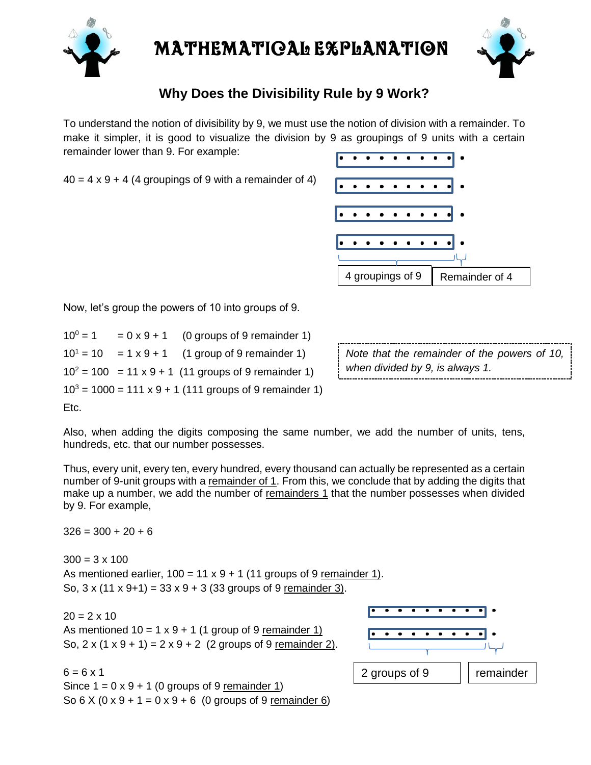# MATHEMATICAL EXPLANATION

## Why Does the Divisibility Rule by 9 Work?

To understand the notion of divisibility by 9, we must use the notion of division with a remainder. To make it simpler, it is good to visualize the division by 9 as groupings of 9 units with a certain remainder lower than 9. For example:

$40 = 4 \times 9 + 4$ (4 groupings of 9 with a remainder of 4)

4 groupings of 9 | Remainder of 4

Now, let's group the powers of 10 into groups of 9.

$10^0 = 1 \quad = 0 \times 9 + 1$ (0 groups of 9 remainder 1)

$10^1 = 10 \quad = 1 \times 9 + 1$ (1 group of 9 remainder 1)

$10^2 = 100 \quad = 11 \times 9 + 1$ (11 groups of 9 remainder 1)

$10^3 = 1000 = 111 \times 9 + 1$ (111 groups of 9 remainder 1)

Etc.

*Note that the remainder of the powers of 10, when divided by 9, is always 1.*

Also, when adding the digits composing the same number, we add the number of units, tens, hundreds, etc. that our number possesses.

Thus, every unit, every ten, every hundred, every thousand can actually be represented as a certain number of 9-unit groups with a remainder of 1. From this, we conclude that by adding the digits that make up a number, we add the number of remainders 1 that the number possesses when divided by 9. For example,

$326 = 300 + 20 + 6$

$300 = 3 \times 100$
As mentioned earlier, $100 = 11 \times 9 + 1$ (11 groups of 9 remainder 1).
So, $3 \times (11 \times 9+1) = 33 \times 9 + 3$ (33 groups of 9 remainder 3).

$20 = 2 \times 10$
As mentioned $10 = 1 \times 9 + 1$ (1 group of 9 remainder 1)
So, $2 \times (1 \times 9 + 1) = 2 \times 9 + 2$ (2 groups of 9 remainder 2).

2 groups of 9 | remainder

$6 = 6 \times 1$
Since $1 = 0 \times 9 + 1$ (0 groups of 9 remainder 1)
So $6 \times (0 \times 9 + 1 = 0 \times 9 + 6$ (0 groups of 9 remainder 6)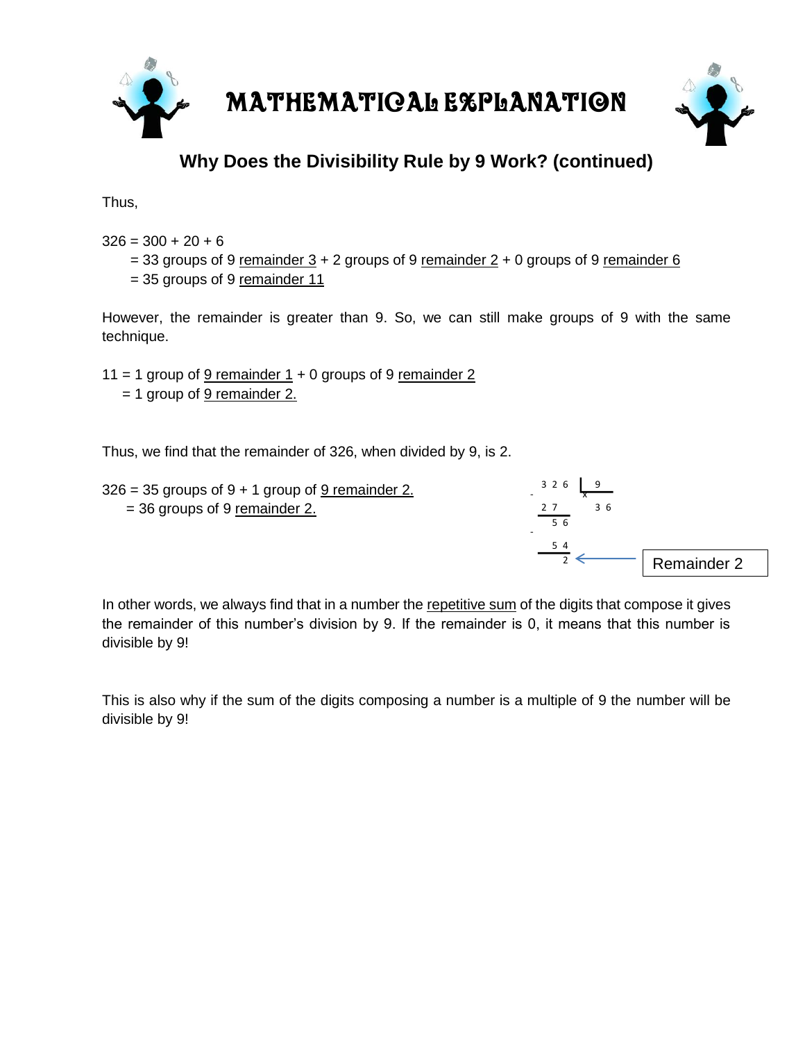# MATHEMATICAL EXPLANATION

## Why Does the Divisibility Rule by 9 Work? (continued)

Thus,

326 = 300 + 20 + 6
 = 33 groups of 9 remainder 3 + 2 groups of 9 remainder 2 + 0 groups of 9 remainder 6
 = 35 groups of 9 remainder 11

However, the remainder is greater than 9. So, we can still make groups of 9 with the same technique.

11 = 1 group of 9 remainder 1 + 0 groups of 9 remainder 2
 = 1 group of 9 remainder 2.

Thus, we find that the remainder of 326, when divided by 9, is 2.

326 = 35 groups of 9 + 1 group of 9 remainder 2.
 = 36 groups of 9 remainder 2.

```
  3 2 6 | 9
- 2 7   |----
  ---     3 6
    5 6
-   5 4
    ---
      2  <---- Remainder 2
```

In other words, we always find that in a number the repetitive sum of the digits that compose it gives the remainder of this number's division by 9. If the remainder is 0, it means that this number is divisible by 9!

This is also why if the sum of the digits composing a number is a multiple of 9 the number will be divisible by 9!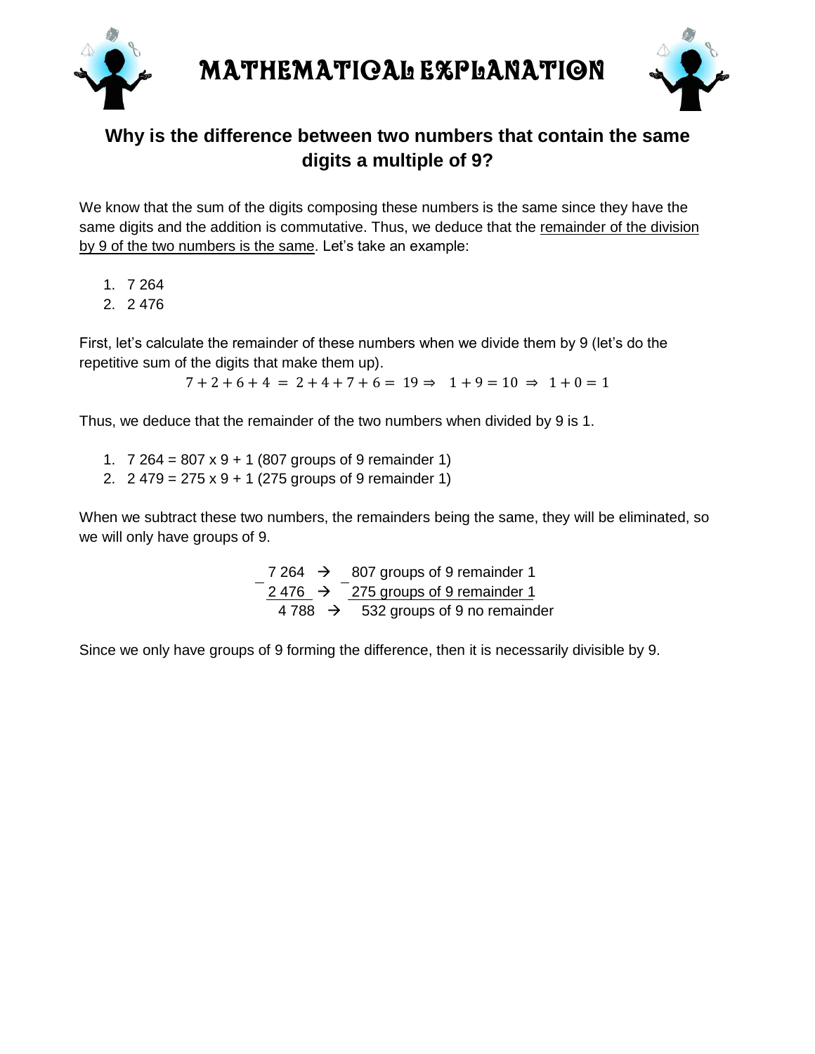# MATHEMATICAL EXPLANATION

## Why is the difference between two numbers that contain the same digits a multiple of 9?

We know that the sum of the digits composing these numbers is the same since they have the same digits and the addition is commutative. Thus, we deduce that the remainder of the division by 9 of the two numbers is the same. Let's take an example:

1. 7 264
2. 2 476

First, let's calculate the remainder of these numbers when we divide them by 9 (let's do the repetitive sum of the digits that make them up).

$$7+2+6+4 \;=\; 2+4+7+6= \;19 \Rightarrow \;\; 1+9=10 \;\Rightarrow\; 1+0=1$$

Thus, we deduce that the remainder of the two numbers when divided by 9 is 1.

1. 7 264 = 807 x 9 + 1 (807 groups of 9 remainder 1)
2. 2 479 = 275 x 9 + 1 (275 groups of 9 remainder 1)

When we subtract these two numbers, the remainders being the same, they will be eliminated, so we will only have groups of 9.

```
  7 264  →    807 groups of 9 remainder 1
− 2 476  →  − 275 groups of 9 remainder 1
  4 788  →    532 groups of 9 no remainder
```

Since we only have groups of 9 forming the difference, then it is necessarily divisible by 9.